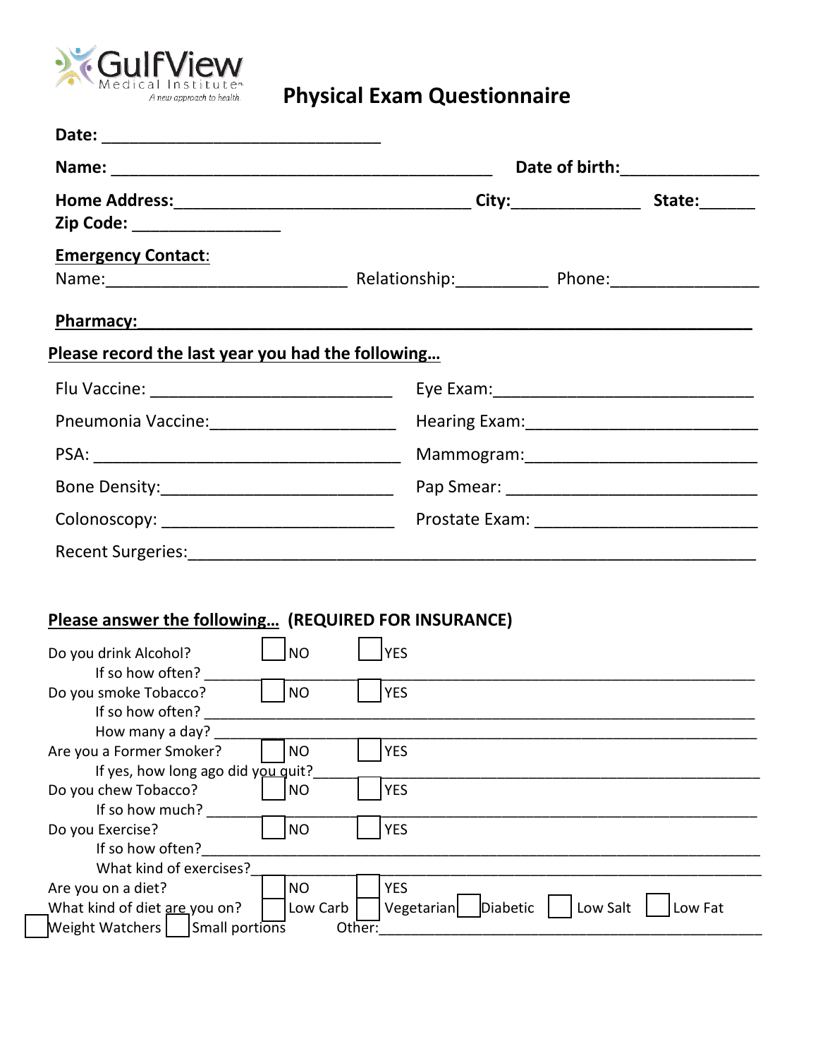GulfView Medical Institute
*A new approach to health.*

# Physical Exam Questionnaire

**Date:** ______________________________

**Name:** ____________________________________________ **Date of birth:**_______________

**Home Address:**__________________________________ **City:**______________ **State:**______

**Zip Code:** ________________

**Emergency Contact**:

Name:__________________________ Relationship:__________ Phone:________________

**Pharmacy:**___________________________________________________________________

## Please record the last year you had the following…

Flu Vaccine: ___________________________ Eye Exam:_____________________________

Pneumonia Vaccine:____________________ Hearing Exam:_________________________

PSA: __________________________________ Mammogram:_________________________

Bone Density:_________________________ Pap Smear: ___________________________

Colonoscopy: __________________________ Prostate Exam: ________________________

Recent Surgeries:_______________________________________________________________

## Please answer the following… (REQUIRED FOR INSURANCE)

Do you drink Alcohol? ☐ NO ☐ YES
- If so how often? ___________________________________________________________

Do you smoke Tobacco? ☐ NO ☐ YES
- If so how often? ___________________________________________________________
- How many a day? ___________________________________________________________

Are you a Former Smoker? ☐ NO ☐ YES
- If yes, how long ago did you quit?_________________________________________________

Do you chew Tobacco? ☐ NO ☐ YES
- If so how much? ___________________________________________________________

Do you Exercise? ☐ NO ☐ YES
- If so how often?____________________________________________________________
- What kind of exercises?______________________________________________________

Are you on a diet? ☐ NO ☐ YES

What kind of diet are you on? ☐ Low Carb ☐ Vegetarian ☐ Diabetic ☐ Low Salt ☐ Low Fat ☐ Weight Watchers ☐ Small portions Other:_______________________________________________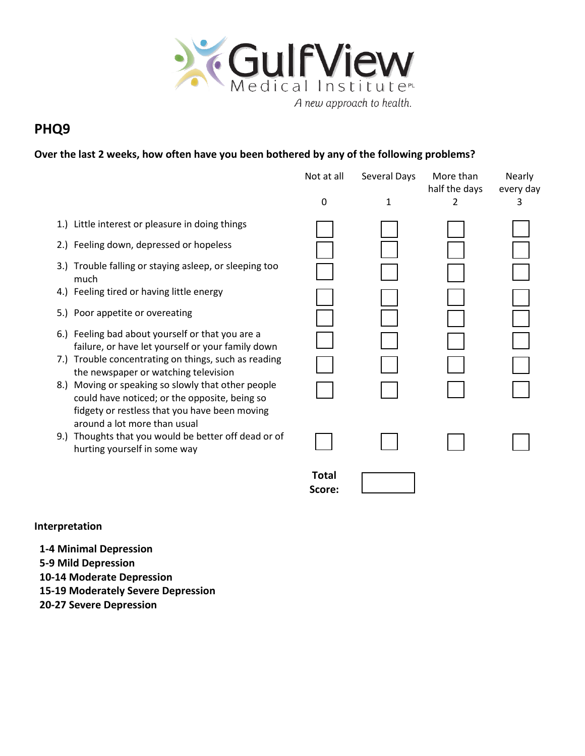GulfView Medical Institute PL

*A new approach to health.*

# PHQ9

**Over the last 2 weeks, how often have you been bothered by any of the following problems?**

| | Not at all 0 | Several Days 1 | More than half the days 2 | Nearly every day 3 |
|---|---|---|---|---|
| 1.) Little interest or pleasure in doing things | ☐ | ☐ | ☐ | ☐ |
| 2.) Feeling down, depressed or hopeless | ☐ | ☐ | ☐ | ☐ |
| 3.) Trouble falling or staying asleep, or sleeping too much | ☐ | ☐ | ☐ | ☐ |
| 4.) Feeling tired or having little energy | ☐ | ☐ | ☐ | ☐ |
| 5.) Poor appetite or overeating | ☐ | ☐ | ☐ | ☐ |
| 6.) Feeling bad about yourself or that you are a failure, or have let yourself or your family down | ☐ | ☐ | ☐ | ☐ |
| 7.) Trouble concentrating on things, such as reading the newspaper or watching television | ☐ | ☐ | ☐ | ☐ |
| 8.) Moving or speaking so slowly that other people could have noticed; or the opposite, being so fidgety or restless that you have been moving around a lot more than usual | ☐ | ☐ | ☐ | ☐ |
| 9.) Thoughts that you would be better off dead or of hurting yourself in some way | ☐ | ☐ | ☐ | ☐ |

**Total Score:** ______

**Interpretation**

**1-4 Minimal Depression**
**5-9 Mild Depression**
**10-14 Moderate Depression**
**15-19 Moderately Severe Depression**
**20-27 Severe Depression**